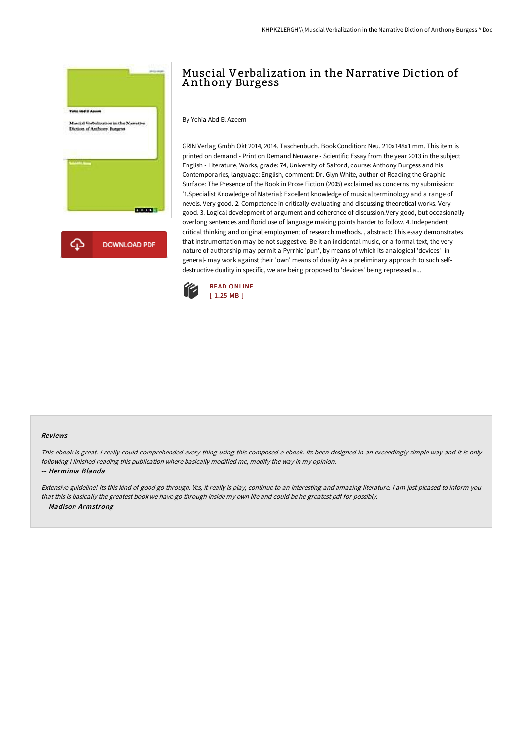# Muscial Verbalization in the Narrative Diction of Anthony Burgess

By Yehia Abd El Azeem

GRIN Verlag Gmbh Okt 2014, 2014. Taschenbuch. Book Condition: Neu. 210x148x1 mm. This item is printed on demand - Print on Demand Neuware - Scientific Essay from the year 2013 in the subject English - Literature, Works, grade: 74, University of Salford, course: Anthony Burgess and his Contemporaries, language: English, comment: Dr. Glyn White, author of Reading the Graphic Surface: The Presence of the Book in Prose Fiction (2005) exclaimed as concerns my submission: '1.Specialist Knowledge of Material: Excellent knowledge of musical terminology and a range of nevels. Very good. 2. Competence in critically evaluating and discussing theoretical works. Very good. 3. Logical develepment of argument and coherence of discussion.Very good, but occasionally overlong sentences and florid use of language making points harder to follow. 4. Independent critical thinking and original employment of research methods. , abstract: This essay demonstrates that instrumentation may be not suggestive. Be it an incidental music, or a formal text, the very nature of authorship may permit a Pyrrhic 'pun', by means of which its analogical 'devices' -in general- may work against their 'own' means of duality.As a preliminary approach to such self-destructive duality in specific, we are being proposed to 'devices' being repressed a...

READ ONLINE
[ 1.25 MB ]

### Reviews

*This ebook is great. I really could comprehended every thing using this composed e ebook. Its been designed in an exceedingly simple way and it is only following i finished reading this publication where basically modified me, modify the way in my opinion.*

-- ***Herminia Blanda***

*Extensive guideline! Its this kind of good go through. Yes, it really is play, continue to an interesting and amazing literature. I am just pleased to inform you that this is basically the greatest book we have go through inside my own life and could be he greatest pdf for possibly.*

-- ***Madison Armstrong***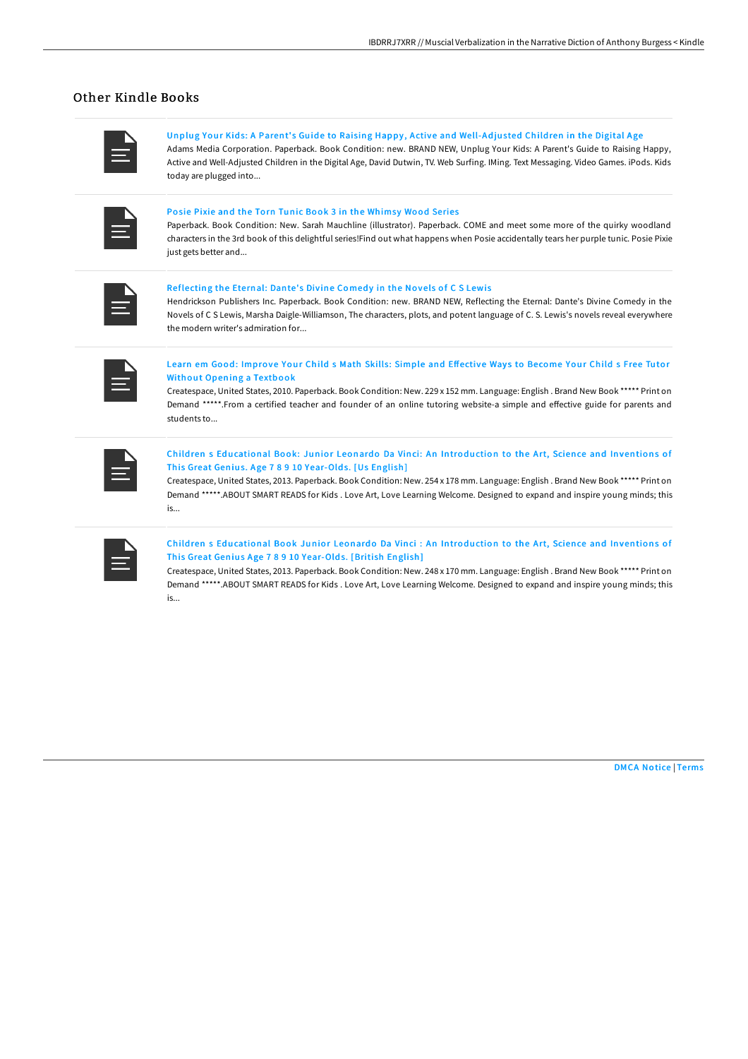## Other Kindle Books

**Unplug Your Kids: A Parent's Guide to Raising Happy, Active and Well-Adjusted Children in the Digital Age**

Adams Media Corporation. Paperback. Book Condition: new. BRAND NEW, Unplug Your Kids: A Parent's Guide to Raising Happy, Active and Well-Adjusted Children in the Digital Age, David Dutwin, TV. Web Surfing. IMing. Text Messaging. Video Games. iPods. Kids today are plugged into...

**Posie Pixie and the Torn Tunic Book 3 in the Whimsy Wood Series**

Paperback. Book Condition: New. Sarah Mauchline (illustrator). Paperback. COME and meet some more of the quirky woodland characters in the 3rd book of this delightful series!Find out what happens when Posie accidentally tears her purple tunic. Posie Pixie just gets better and...

**Reflecting the Eternal: Dante's Divine Comedy in the Novels of C S Lewis**

Hendrickson Publishers Inc. Paperback. Book Condition: new. BRAND NEW, Reflecting the Eternal: Dante's Divine Comedy in the Novels of C S Lewis, Marsha Daigle-Williamson, The characters, plots, and potent language of C. S. Lewis's novels reveal everywhere the modern writer's admiration for...

**Learn em Good: Improve Your Child s Math Skills: Simple and Effective Ways to Become Your Child s Free Tutor Without Opening a Textbook**

Createspace, United States, 2010. Paperback. Book Condition: New. 229 x 152 mm. Language: English . Brand New Book ***** Print on Demand *****.From a certified teacher and founder of an online tutoring website-a simple and effective guide for parents and students to...

**Children s Educational Book: Junior Leonardo Da Vinci: An Introduction to the Art, Science and Inventions of This Great Genius. Age 7 8 9 10 Year-Olds. [Us English]**

Createspace, United States, 2013. Paperback. Book Condition: New. 254 x 178 mm. Language: English . Brand New Book ***** Print on Demand *****.ABOUT SMART READS for Kids . Love Art, Love Learning Welcome. Designed to expand and inspire young minds; this is...

**Children s Educational Book Junior Leonardo Da Vinci : An Introduction to the Art, Science and Inventions of This Great Genius Age 7 8 9 10 Year-Olds. [British English]**

Createspace, United States, 2013. Paperback. Book Condition: New. 248 x 170 mm. Language: English . Brand New Book ***** Print on Demand *****.ABOUT SMART READS for Kids . Love Art, Love Learning Welcome. Designed to expand and inspire young minds; this is...